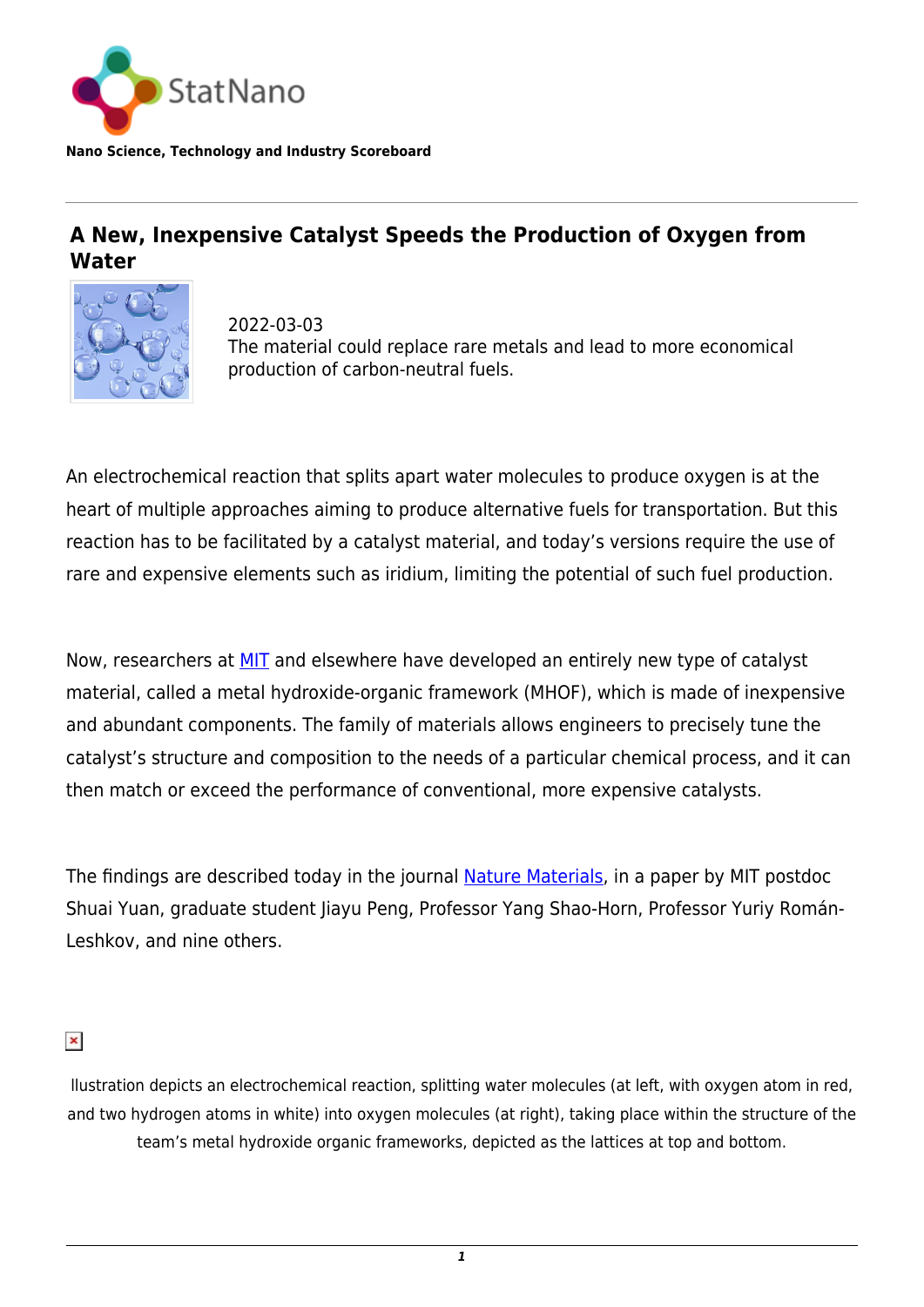StatNano

**Nano Science, Technology and Industry Scoreboard**

# A New, Inexpensive Catalyst Speeds the Production of Oxygen from Water

2022-03-03

The material could replace rare metals and lead to more economical production of carbon-neutral fuels.

An electrochemical reaction that splits apart water molecules to produce oxygen is at the heart of multiple approaches aiming to produce alternative fuels for transportation. But this reaction has to be facilitated by a catalyst material, and today's versions require the use of rare and expensive elements such as iridium, limiting the potential of such fuel production.

Now, researchers at MIT and elsewhere have developed an entirely new type of catalyst material, called a metal hydroxide-organic framework (MHOF), which is made of inexpensive and abundant components. The family of materials allows engineers to precisely tune the catalyst's structure and composition to the needs of a particular chemical process, and it can then match or exceed the performance of conventional, more expensive catalysts.

The findings are described today in the journal Nature Materials, in a paper by MIT postdoc Shuai Yuan, graduate student Jiayu Peng, Professor Yang Shao-Horn, Professor Yuriy Román-Leshkov, and nine others.

llustration depicts an electrochemical reaction, splitting water molecules (at left, with oxygen atom in red, and two hydrogen atoms in white) into oxygen molecules (at right), taking place within the structure of the team's metal hydroxide organic frameworks, depicted as the lattices at top and bottom.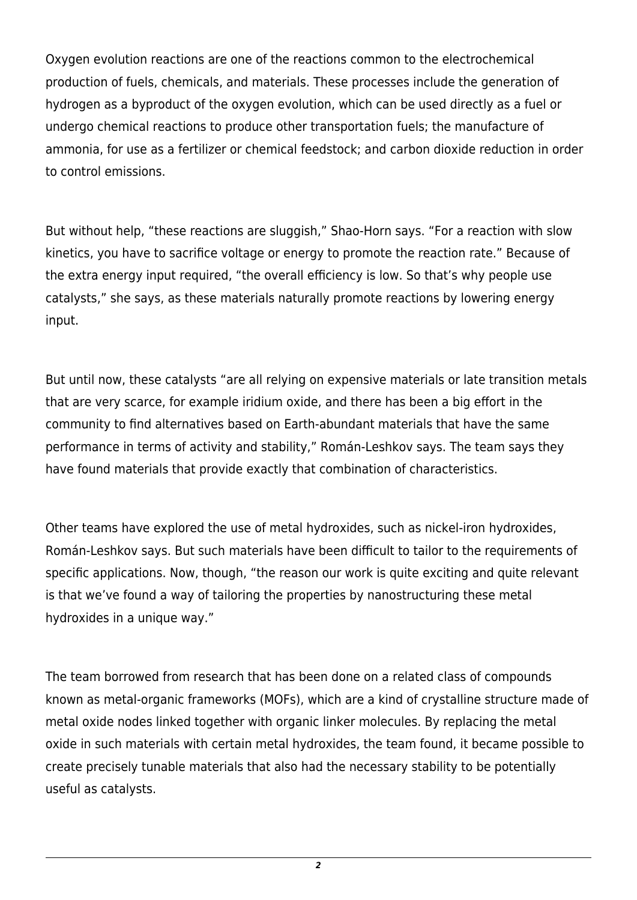Oxygen evolution reactions are one of the reactions common to the electrochemical production of fuels, chemicals, and materials. These processes include the generation of hydrogen as a byproduct of the oxygen evolution, which can be used directly as a fuel or undergo chemical reactions to produce other transportation fuels; the manufacture of ammonia, for use as a fertilizer or chemical feedstock; and carbon dioxide reduction in order to control emissions.

But without help, "these reactions are sluggish," Shao-Horn says. "For a reaction with slow kinetics, you have to sacrifice voltage or energy to promote the reaction rate." Because of the extra energy input required, "the overall efficiency is low. So that's why people use catalysts," she says, as these materials naturally promote reactions by lowering energy input.

But until now, these catalysts "are all relying on expensive materials or late transition metals that are very scarce, for example iridium oxide, and there has been a big effort in the community to find alternatives based on Earth-abundant materials that have the same performance in terms of activity and stability," Román-Leshkov says. The team says they have found materials that provide exactly that combination of characteristics.

Other teams have explored the use of metal hydroxides, such as nickel-iron hydroxides, Román-Leshkov says. But such materials have been difficult to tailor to the requirements of specific applications. Now, though, "the reason our work is quite exciting and quite relevant is that we've found a way of tailoring the properties by nanostructuring these metal hydroxides in a unique way."

The team borrowed from research that has been done on a related class of compounds known as metal-organic frameworks (MOFs), which are a kind of crystalline structure made of metal oxide nodes linked together with organic linker molecules. By replacing the metal oxide in such materials with certain metal hydroxides, the team found, it became possible to create precisely tunable materials that also had the necessary stability to be potentially useful as catalysts.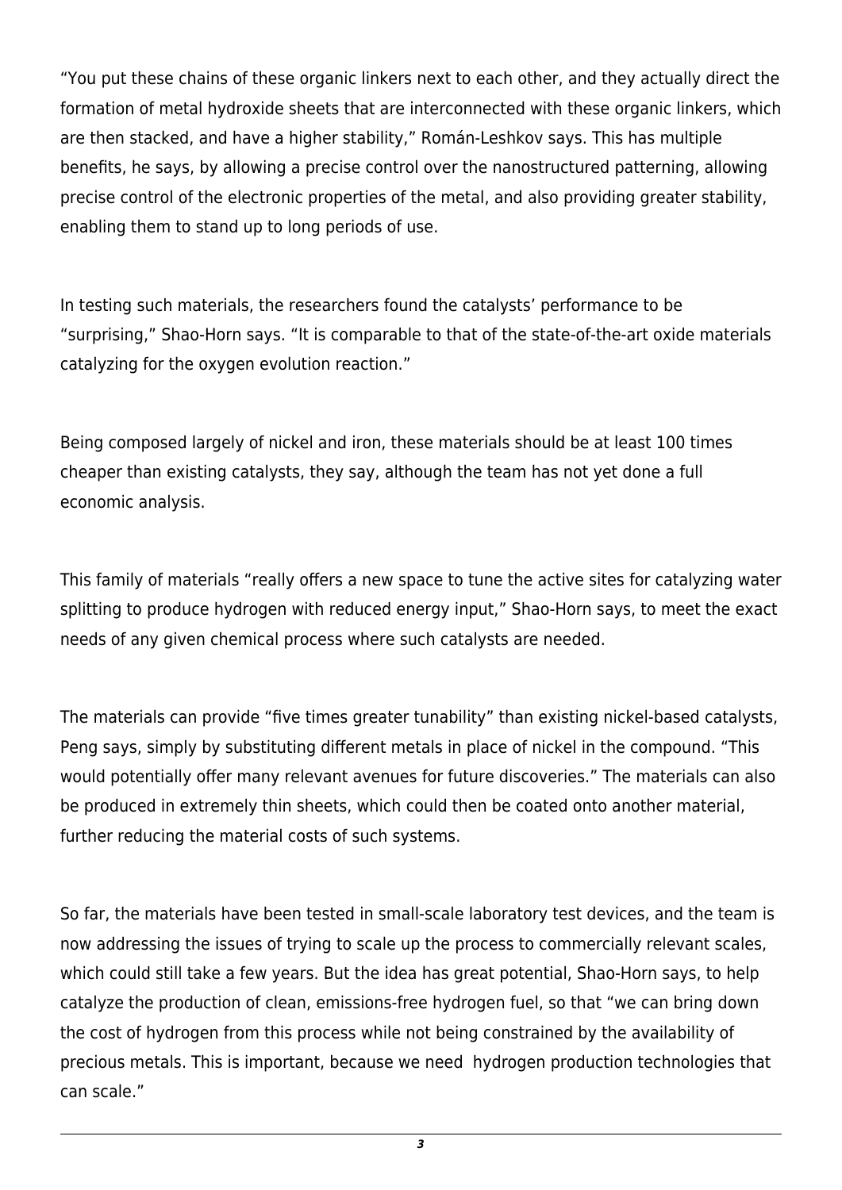"You put these chains of these organic linkers next to each other, and they actually direct the formation of metal hydroxide sheets that are interconnected with these organic linkers, which are then stacked, and have a higher stability," Román-Leshkov says. This has multiple benefits, he says, by allowing a precise control over the nanostructured patterning, allowing precise control of the electronic properties of the metal, and also providing greater stability, enabling them to stand up to long periods of use.

In testing such materials, the researchers found the catalysts' performance to be "surprising," Shao-Horn says. "It is comparable to that of the state-of-the-art oxide materials catalyzing for the oxygen evolution reaction."

Being composed largely of nickel and iron, these materials should be at least 100 times cheaper than existing catalysts, they say, although the team has not yet done a full economic analysis.

This family of materials "really offers a new space to tune the active sites for catalyzing water splitting to produce hydrogen with reduced energy input," Shao-Horn says, to meet the exact needs of any given chemical process where such catalysts are needed.

The materials can provide "five times greater tunability" than existing nickel-based catalysts, Peng says, simply by substituting different metals in place of nickel in the compound. "This would potentially offer many relevant avenues for future discoveries." The materials can also be produced in extremely thin sheets, which could then be coated onto another material, further reducing the material costs of such systems.

So far, the materials have been tested in small-scale laboratory test devices, and the team is now addressing the issues of trying to scale up the process to commercially relevant scales, which could still take a few years. But the idea has great potential, Shao-Horn says, to help catalyze the production of clean, emissions-free hydrogen fuel, so that "we can bring down the cost of hydrogen from this process while not being constrained by the availability of precious metals. This is important, because we need hydrogen production technologies that can scale."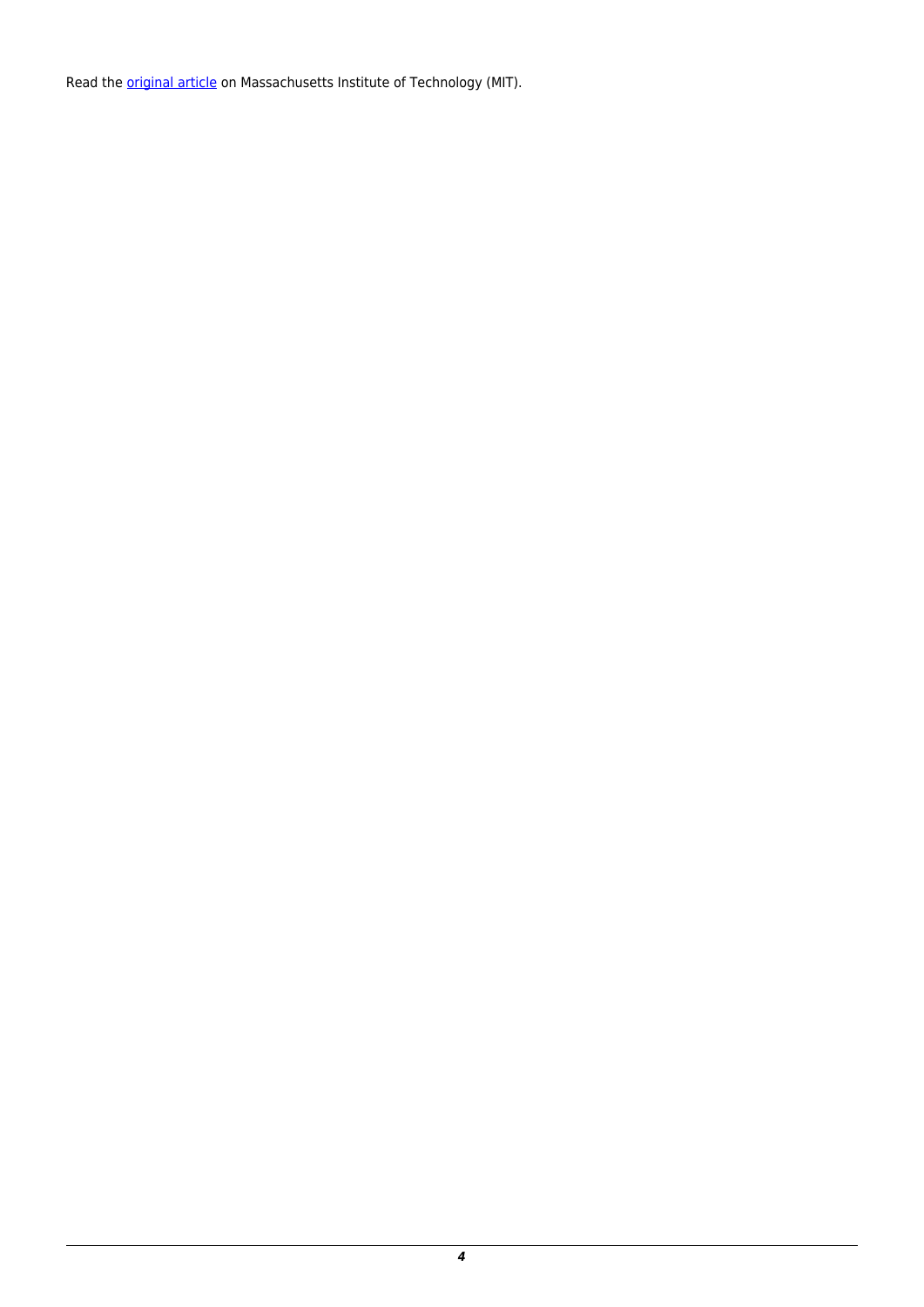Read the original article on Massachusetts Institute of Technology (MIT).